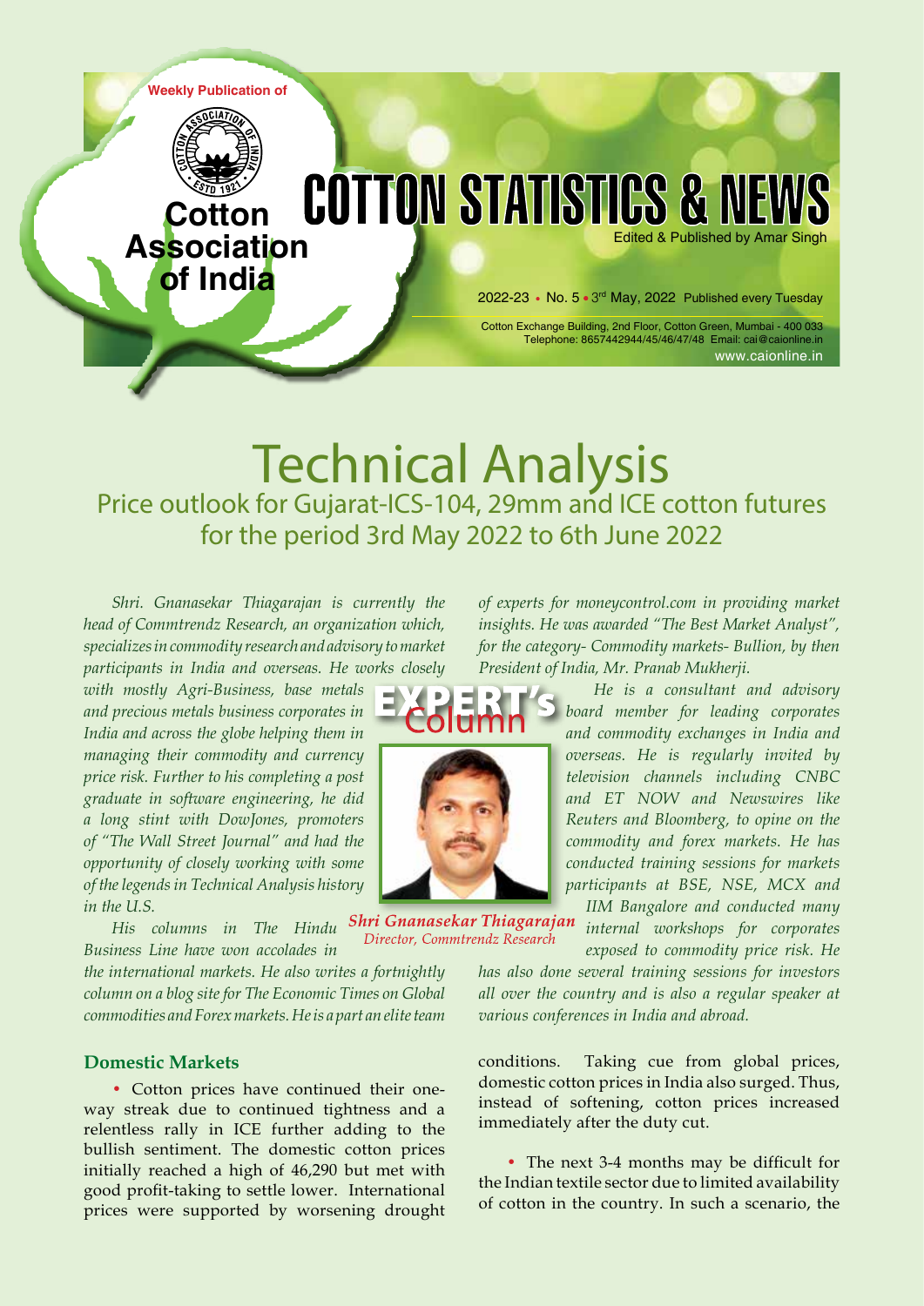Weekly Publication of

**Cotton Association of India**

# COTTON STATISTICS & NEWS

Edited & Published by Amar Singh

2022-23 • No. 5 • 3rd May, 2022 Published every Tuesday

Cotton Exchange Building, 2nd Floor, Cotton Green, Mumbai - 400 033
Telephone: 8657442944/45/46/47/48 Email: cai@caionline.in
www.caionline.in

# Technical Analysis

## Price outlook for Gujarat-ICS-104, 29mm and ICE cotton futures for the period 3rd May 2022 to 6th June 2022

EXPERT's Column

*Shri. Gnanasekar Thiagarajan is currently the head of Commtrendz Research, an organization which, specializes in commodity research and advisory to market participants in India and overseas. He works closely with mostly Agri-Business, base metals and precious metals business corporates in India and across the globe helping them in managing their commodity and currency price risk. Further to his completing a post graduate in software engineering, he did a long stint with DowJones, promoters of "The Wall Street Journal" and had the opportunity of closely working with some of the legends in Technical Analysis history in the U.S.*

*His columns in The Hindu Business Line have won accolades in the international markets. He also writes a fortnightly column on a blog site for The Economic Times on Global commodities and Forex markets. He is a part an elite team of experts for moneycontrol.com in providing market insights. He was awarded "The Best Market Analyst", for the category- Commodity markets- Bullion, by then President of India, Mr. Pranab Mukherji.*

*He is a consultant and advisory board member for leading corporates and commodity exchanges in India and overseas. He is regularly invited by television channels including CNBC and ET NOW and Newswires like Reuters and Bloomberg, to opine on the commodity and forex markets. He has conducted training sessions for markets participants at BSE, NSE, MCX and IIM Bangalore and conducted many internal workshops for corporates exposed to commodity price risk. He has also done several training sessions for investors all over the country and is also a regular speaker at various conferences in India and abroad.*

***Shri Gnanasekar Thiagarajan***
*Director, Commtrendz Research*

### Domestic Markets

- Cotton prices have continued their one-way streak due to continued tightness and a relentless rally in ICE further adding to the bullish sentiment. The domestic cotton prices initially reached a high of 46,290 but met with good profit-taking to settle lower. International prices were supported by worsening drought conditions. Taking cue from global prices, domestic cotton prices in India also surged. Thus, instead of softening, cotton prices increased immediately after the duty cut.

- The next 3-4 months may be difficult for the Indian textile sector due to limited availability of cotton in the country. In such a scenario, the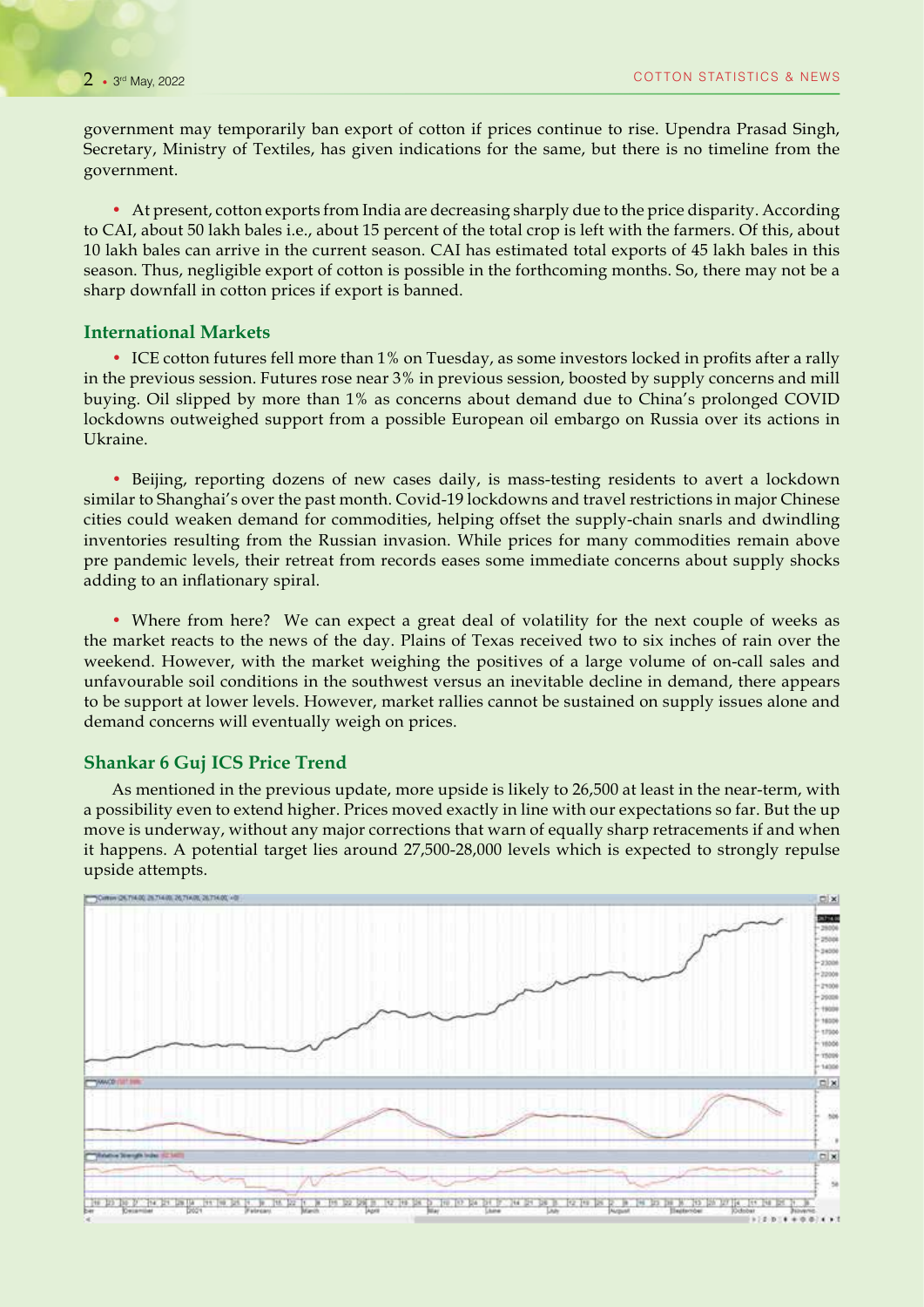government may temporarily ban export of cotton if prices continue to rise. Upendra Prasad Singh, Secretary, Ministry of Textiles, has given indications for the same, but there is no timeline from the government.

- At present, cotton exports from India are decreasing sharply due to the price disparity. According to CAI, about 50 lakh bales i.e., about 15 percent of the total crop is left with the farmers. Of this, about 10 lakh bales can arrive in the current season. CAI has estimated total exports of 45 lakh bales in this season. Thus, negligible export of cotton is possible in the forthcoming months. So, there may not be a sharp downfall in cotton prices if export is banned.

## International Markets

- ICE cotton futures fell more than 1% on Tuesday, as some investors locked in profits after a rally in the previous session. Futures rose near 3% in previous session, boosted by supply concerns and mill buying. Oil slipped by more than 1% as concerns about demand due to China's prolonged COVID lockdowns outweighed support from a possible European oil embargo on Russia over its actions in Ukraine.

- Beijing, reporting dozens of new cases daily, is mass-testing residents to avert a lockdown similar to Shanghai's over the past month. Covid-19 lockdowns and travel restrictions in major Chinese cities could weaken demand for commodities, helping offset the supply-chain snarls and dwindling inventories resulting from the Russian invasion. While prices for many commodities remain above pre pandemic levels, their retreat from records eases some immediate concerns about supply shocks adding to an inflationary spiral.

- Where from here? We can expect a great deal of volatility for the next couple of weeks as the market reacts to the news of the day. Plains of Texas received two to six inches of rain over the weekend. However, with the market weighing the positives of a large volume of on-call sales and unfavourable soil conditions in the southwest versus an inevitable decline in demand, there appears to be support at lower levels. However, market rallies cannot be sustained on supply issues alone and demand concerns will eventually weigh on prices.

## Shankar 6 Guj ICS Price Trend

As mentioned in the previous update, more upside is likely to 26,500 at least in the near-term, with a possibility even to extend higher. Prices moved exactly in line with our expectations so far. But the up move is underway, without any major corrections that warn of equally sharp retracements if and when it happens. A potential target lies around 27,500-28,000 levels which is expected to strongly repulse upside attempts.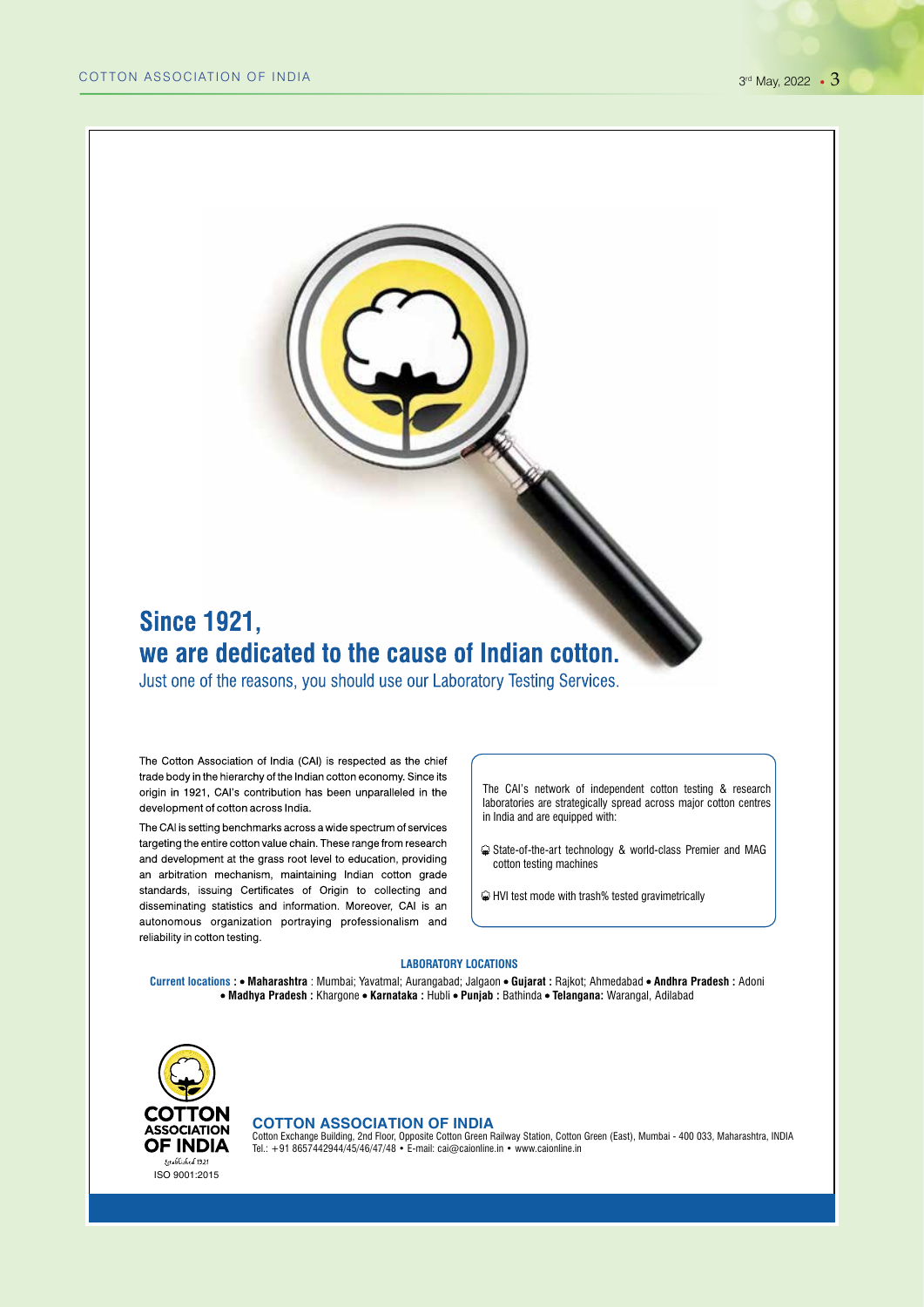## Since 1921,
## we are dedicated to the cause of Indian cotton.

Just one of the reasons, you should use our Laboratory Testing Services.

The Cotton Association of India (CAI) is respected as the chief trade body in the hierarchy of the Indian cotton economy. Since its origin in 1921, CAI's contribution has been unparalleled in the development of cotton across India.

The CAI is setting benchmarks across a wide spectrum of services targeting the entire cotton value chain. These range from research and development at the grass root level to education, providing an arbitration mechanism, maintaining Indian cotton grade standards, issuing Certificates of Origin to collecting and disseminating statistics and information. Moreover, CAI is an autonomous organization portraying professionalism and reliability in cotton testing.

The CAI's network of independent cotton testing & research laboratories are strategically spread across major cotton centres in India and are equipped with:

- State-of-the-art technology & world-class Premier and MAG cotton testing machines
- HVI test mode with trash% tested gravimetrically

**LABORATORY LOCATIONS**

**Current locations :** • **Maharashtra** : Mumbai; Yavatmal; Aurangabad; Jalgaon • **Gujarat :** Rajkot; Ahmedabad • **Andhra Pradesh :** Adoni • **Madhya Pradesh :** Khargone • **Karnataka :** Hubli • **Punjab :** Bathinda • **Telangana:** Warangal, Adilabad

COTTON ASSOCIATION OF INDIA
Established 1921
ISO 9001:2015

**COTTON ASSOCIATION OF INDIA**

Cotton Exchange Building, 2nd Floor, Opposite Cotton Green Railway Station, Cotton Green (East), Mumbai - 400 033, Maharashtra, INDIA
Tel.: +91 8657442944/45/46/47/48 • E-mail: cai@caionline.in • www.caionline.in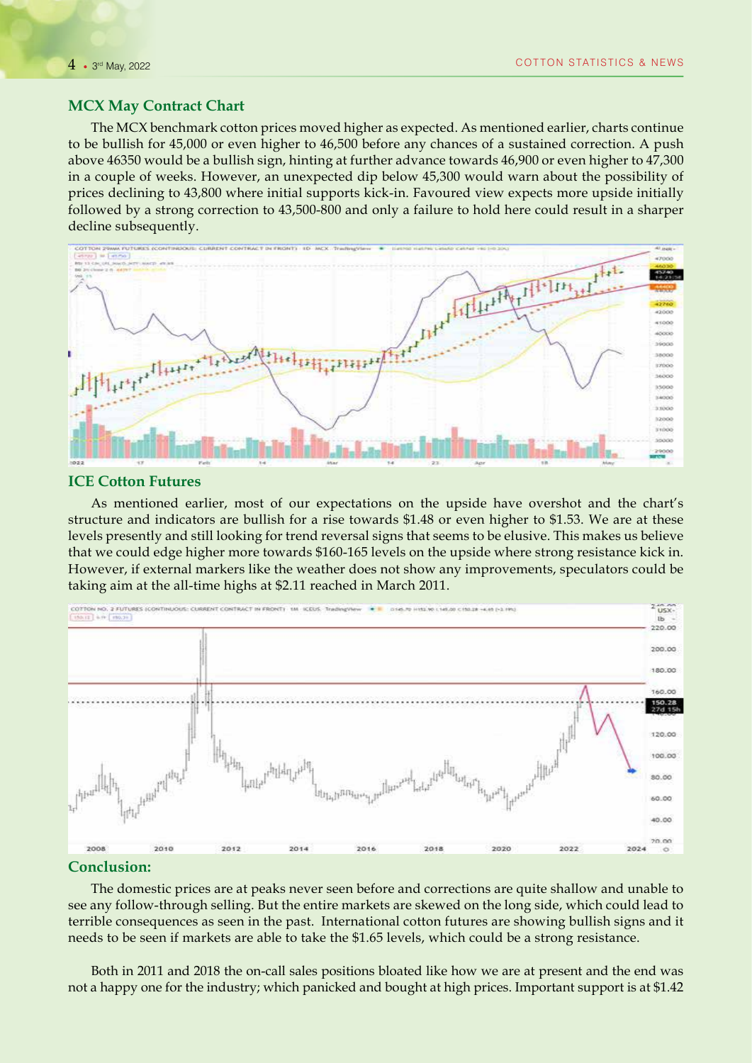## MCX May Contract Chart

The MCX benchmark cotton prices moved higher as expected. As mentioned earlier, charts continue to be bullish for 45,000 or even higher to 46,500 before any chances of a sustained correction. A push above 46350 would be a bullish sign, hinting at further advance towards 46,900 or even higher to 47,300 in a couple of weeks. However, an unexpected dip below 45,300 would warn about the possibility of prices declining to 43,800 where initial supports kick-in. Favoured view expects more upside initially followed by a strong correction to 43,500-800 and only a failure to hold here could result in a sharper decline subsequently.

## ICE Cotton Futures

As mentioned earlier, most of our expectations on the upside have overshot and the chart's structure and indicators are bullish for a rise towards $1.48 or even higher to $1.53. We are at these levels presently and still looking for trend reversal signs that seems to be elusive. This makes us believe that we could edge higher more towards $160-165 levels on the upside where strong resistance kick in. However, if external markers like the weather does not show any improvements, speculators could be taking aim at the all-time highs at $2.11 reached in March 2011.

## Conclusion:

The domestic prices are at peaks never seen before and corrections are quite shallow and unable to see any follow-through selling. But the entire markets are skewed on the long side, which could lead to terrible consequences as seen in the past. International cotton futures are showing bullish signs and it needs to be seen if markets are able to take the $1.65 levels, which could be a strong resistance.

Both in 2011 and 2018 the on-call sales positions bloated like how we are at present and the end was not a happy one for the industry; which panicked and bought at high prices. Important support is at $1.42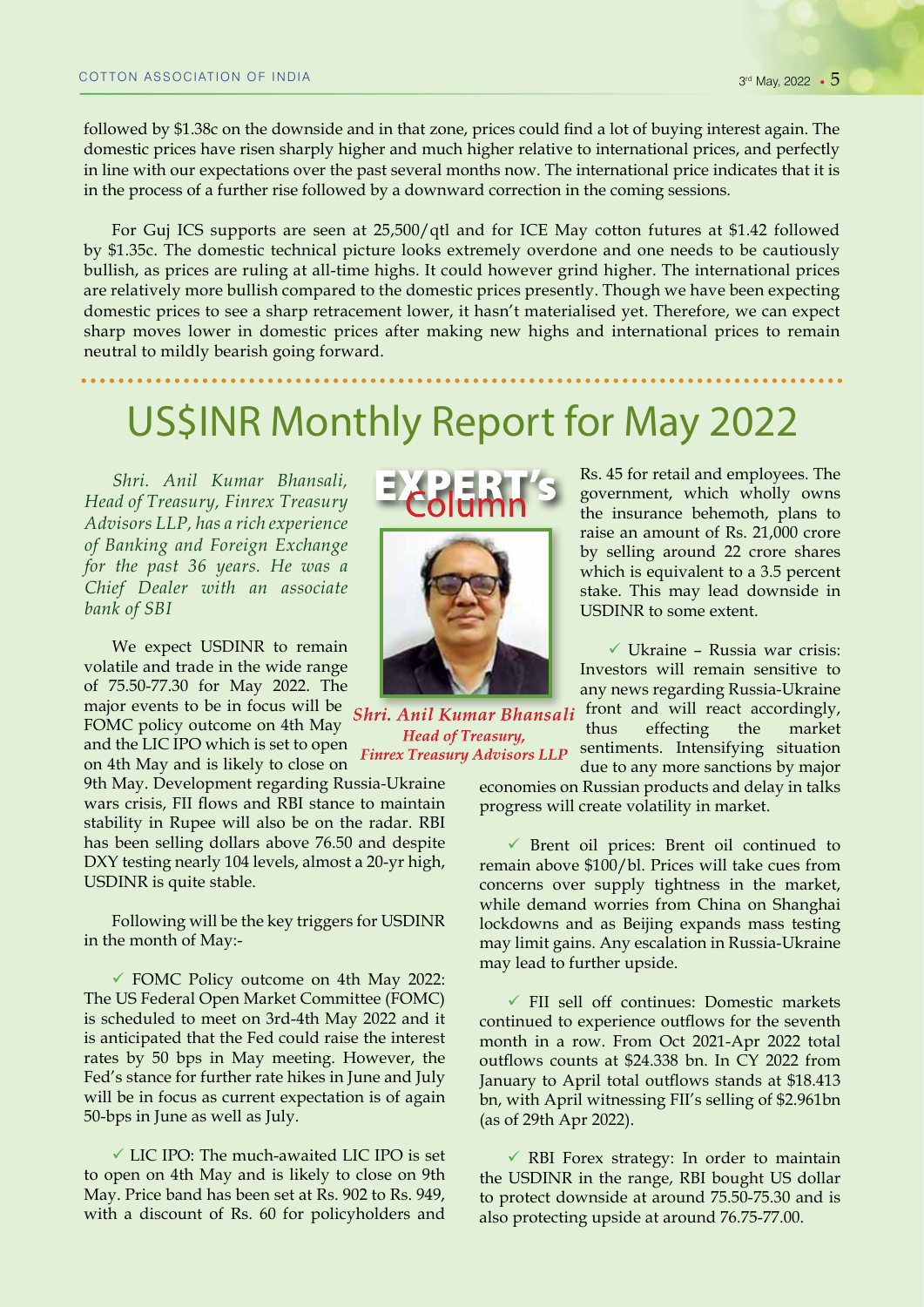followed by $1.38c on the downside and in that zone, prices could find a lot of buying interest again. The domestic prices have risen sharply higher and much higher relative to international prices, and perfectly in line with our expectations over the past several months now. The international price indicates that it is in the process of a further rise followed by a downward correction in the coming sessions.

For Guj ICS supports are seen at 25,500/qtl and for ICE May cotton futures at $1.42 followed by $1.35c. The domestic technical picture looks extremely overdone and one needs to be cautiously bullish, as prices are ruling at all-time highs. It could however grind higher. The international prices are relatively more bullish compared to the domestic prices presently. Though we have been expecting domestic prices to see a sharp retracement lower, it hasn't materialised yet. Therefore, we can expect sharp moves lower in domestic prices after making new highs and international prices to remain neutral to mildly bearish going forward.

# US$INR Monthly Report for May 2022

**EXPERT's Column**

***Shri. Anil Kumar Bhansali***
*Head of Treasury,*
*Finrex Treasury Advisors LLP*

*Shri. Anil Kumar Bhansali, Head of Treasury, Finrex Treasury Advisors LLP, has a rich experience of Banking and Foreign Exchange for the past 36 years. He was a Chief Dealer with an associate bank of SBI*

We expect USDINR to remain volatile and trade in the wide range of 75.50-77.30 for May 2022. The major events to be in focus will be FOMC policy outcome on 4th May and the LIC IPO which is set to open on 4th May and is likely to close on 9th May. Development regarding Russia-Ukraine wars crisis, FII flows and RBI stance to maintain stability in Rupee will also be on the radar. RBI has been selling dollars above 76.50 and despite DXY testing nearly 104 levels, almost a 20-yr high, USDINR is quite stable.

Following will be the key triggers for USDINR in the month of May:-

- ✓ FOMC Policy outcome on 4th May 2022: The US Federal Open Market Committee (FOMC) is scheduled to meet on 3rd-4th May 2022 and it is anticipated that the Fed could raise the interest rates by 50 bps in May meeting. However, the Fed's stance for further rate hikes in June and July will be in focus as current expectation is of again 50-bps in June as well as July.

- ✓ LIC IPO: The much-awaited LIC IPO is set to open on 4th May and is likely to close on 9th May. Price band has been set at Rs. 902 to Rs. 949, with a discount of Rs. 60 for policyholders and Rs. 45 for retail and employees. The government, which wholly owns the insurance behemoth, plans to raise an amount of Rs. 21,000 crore by selling around 22 crore shares which is equivalent to a 3.5 percent stake. This may lead downside in USDINR to some extent.

- ✓ Ukraine – Russia war crisis: Investors will remain sensitive to any news regarding Russia-Ukraine front and will react accordingly, thus effecting the market sentiments. Intensifying situation due to any more sanctions by major economies on Russian products and delay in talks progress will create volatility in market.

- ✓ Brent oil prices: Brent oil continued to remain above $100/bl. Prices will take cues from concerns over supply tightness in the market, while demand worries from China on Shanghai lockdowns and as Beijing expands mass testing may limit gains. Any escalation in Russia-Ukraine may lead to further upside.

- ✓ FII sell off continues: Domestic markets continued to experience outflows for the seventh month in a row. From Oct 2021-Apr 2022 total outflows counts at $24.338 bn. In CY 2022 from January to April total outflows stands at $18.413 bn, with April witnessing FII's selling of $2.961bn (as of 29th Apr 2022).

- ✓ RBI Forex strategy: In order to maintain the USDINR in the range, RBI bought US dollar to protect downside at around 75.50-75.30 and is also protecting upside at around 76.75-77.00.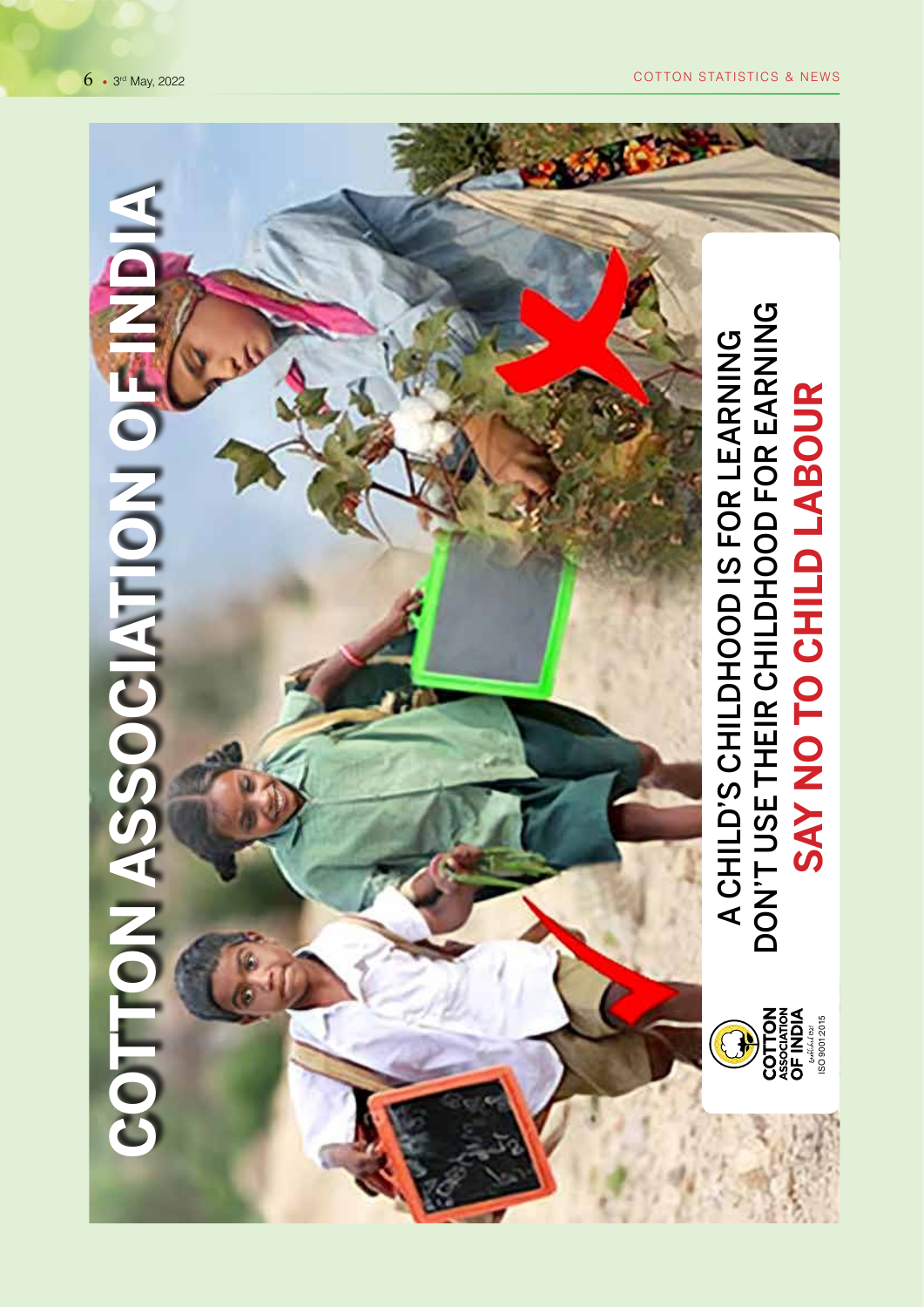# COTTON ASSOCIATION OF INDIA

A CHILD'S CHILDHOOD IS FOR LEARNING
DON'T USE THEIR CHILDHOOD FOR EARNING

**SAY NO TO CHILD LABOUR**

COTTON ASSOCIATION OF INDIA
ISO 9001:2015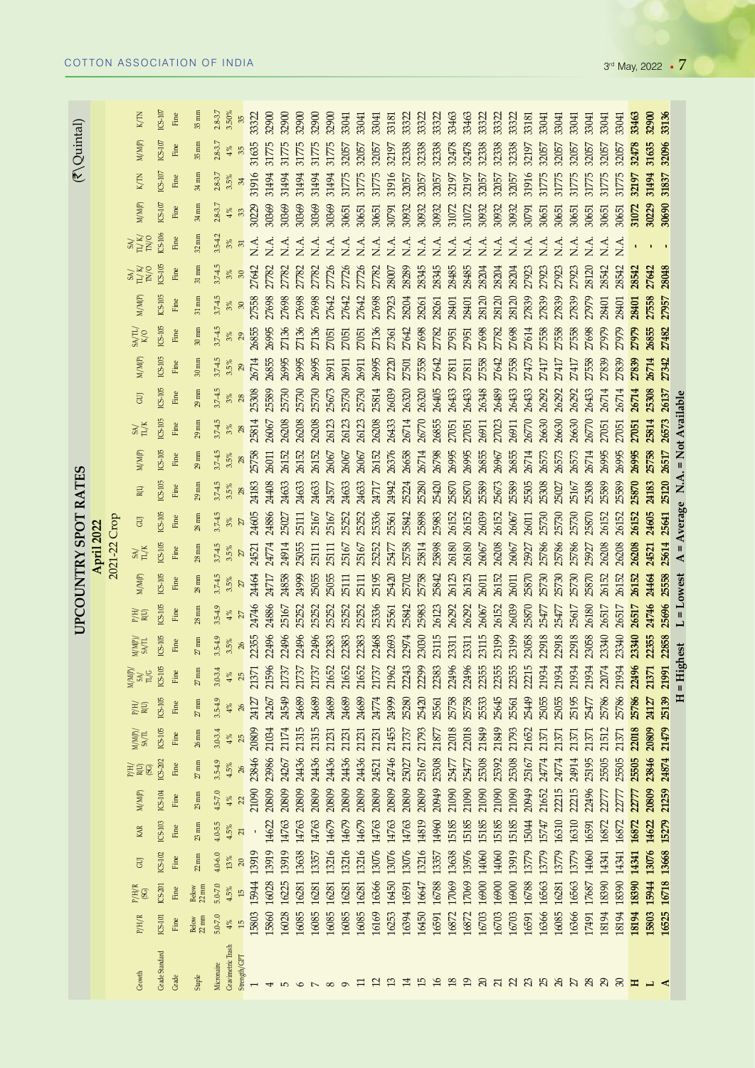# UPCOUNTRY SPOT RATES

(₹/Quintal)

## April 2022

### 2021-22 Crop

| Growth | P/H/R | P/H/R (SG) | GUJ | KAR | M/M(P) | P/H/R(U) (SG) | M/M(P)/ SA/TL | P/H/ R(U) | M/M(P)/ SA/ TL/G | M/M(P)/ SA/TL | P/H/ R(U) | M/M(P) | SA/ TL/K | GUJ | R(L) | M/M(P) | SA/ TL/K | GUJ | M/M(P) | SA/TL/ K/O | M/M(P) | SA/ TL/ K/ TN/O | SA/ TL/ K/ TN/O | M/M(P) | K/TN | M/M(P) | K/TN |
|---|---|---|---|---|---|---|---|---|---|---|---|---|---|---|---|---|---|---|---|---|---|---|---|---|---|---|---|
| Grade Standard | ICS-101 | ICS-201 | ICS-102 | ICS-103 | ICS-104 | ICS-202 | ICS-105 | ICS-105 | ICS-105 | ICS-105 | ICS-105 | ICS-105 | ICS-105 | ICS-105 | ICS-105 | ICS-105 | ICS-105 | ICS-105 | ICS-105 | ICS-105 | ICS-105 | ICS-105 | ICS-106 | ICS-107 | ICS-107 | ICS-107 | ICS-107 |
| Grade | Fine | Fine | Fine | Fine | Fine | Fine | Fine | Fine | Fine | Fine | Fine | Fine | Fine | Fine | Fine | Fine | Fine | Fine | Fine | Fine | Fine | Fine | Fine | Fine | Fine | Fine | Fine |
| Staple | Below 22 mm | Below 22 mm | 22 mm | 23 mm | 23 mm | 27 mm | 26 mm | 27 mm | 27 mm | 27 mm | 28 mm | 28 mm | 28 mm | 28 mm | 29 mm | 29 mm | 29 mm | 29 mm | 30 mm | 30 mm | 31 mm | 31 mm | 32 mm | 34 mm | 34 mm | 35 mm | 35 mm |
| Micronaire | 5.0-7.0 | 5.0-7.0 | 4.0-6.0 | 4.0-5.5 | 4.5-7.0 | 3.5-4.9 | 3.0-3.4 | 3.5-4.9 | 3.0-3.4 | 3.5-4.9 | 3.5-4.9 | 3.7-4.5 | 3.7-4.5 | 3.7-4.5 | 3.7-4.5 | 3.7-4.5 | 3.7-4.5 | 3.7-4.5 | 3.7-4.5 | 3.7-4.5 | 3.7-4.5 | 3.7-4.5 | 3.5-4.2 | 2.8-3.7 | 2.8-3.7 | 2.8-3.7 | 2.8-3.7 |
| Gravimetric Trash | 4% | 4.5% | 13% | 4.5% | 4% | 4.5% | 4% | 4% | 4% | 3.5% | 4% | 3.5% | 3.5% | 3% | 3.5% | 3.5% | 3% | 3% | 3.5% | 3% | 3% | 3% | 3% | 4% | 3.5% | 4% | 3.5% |
| Strength/GPT | 15 | 15 | 20 | 21 | 22 | 26 | 25 | 26 | 25 | 26 | 27 | 27 | 27 | 27 | 28 | 28 | 28 | 28 | 29 | 29 | 30 | 30 | 31 | 33 | 34 | 35 | 35 |
| 1 | 15803 | 15944 | 13919 | - | 21090 | 23846 | 20809 | 24127 | 21371 | 22355 | 24746 | 24464 | 24521 | 24605 | 24183 | 25758 | 25814 | 25308 | 26714 | 26855 | 27558 | 27642 | N.A. | 30229 | 31916 | 31635 | 33322 |
| 4 | 15860 | 16028 | 13919 | 14622 | 20809 | 23986 | 21034 | 24267 | 21596 | 22496 | 24886 | 24717 | 24774 | 24886 | 24408 | 26011 | 26067 | 25589 | 26855 | 26995 | 27698 | 27782 | N.A. | 30369 | 31494 | 31775 | 32900 |
| 5 | 16028 | 16225 | 13919 | 14763 | 20809 | 24267 | 21174 | 24549 | 21737 | 22496 | 25167 | 24858 | 24914 | 25027 | 24633 | 26152 | 26208 | 25730 | 26995 | 27136 | 27698 | 27782 | N.A. | 30369 | 31494 | 31775 | 32900 |
| 6 | 16085 | 16281 | 13638 | 14763 | 20809 | 24436 | 21315 | 24689 | 21737 | 22496 | 25252 | 24999 | 25055 | 25111 | 24633 | 26152 | 26208 | 25730 | 26995 | 27136 | 27698 | 27782 | N.A. | 30369 | 31494 | 31775 | 32900 |
| 7 | 16085 | 16281 | 13357 | 14763 | 20809 | 24436 | 21315 | 24689 | 21737 | 22496 | 25252 | 25055 | 25111 | 25167 | 24633 | 26152 | 26208 | 25730 | 26995 | 27136 | 27698 | 27782 | N.A. | 30369 | 31494 | 31775 | 32900 |
| 8 | 16085 | 16281 | 13216 | 14679 | 20809 | 24436 | 21231 | 24689 | 21652 | 22383 | 25252 | 25055 | 25111 | 25167 | 24577 | 26067 | 26123 | 25673 | 26911 | 27051 | 27642 | 27726 | N.A. | 30369 | 31494 | 31775 | 32900 |
| 9 | 16085 | 16281 | 13216 | 14679 | 20809 | 24436 | 21231 | 24689 | 21652 | 22383 | 25252 | 25111 | 25167 | 25252 | 24633 | 26067 | 26123 | 25730 | 26911 | 27051 | 27642 | 27726 | N.A. | 30651 | 31775 | 32057 | 33041 |
| 11 | 16085 | 16281 | 13216 | 14679 | 20809 | 24436 | 21231 | 24689 | 21652 | 22383 | 25252 | 25111 | 25167 | 25252 | 24633 | 26067 | 26123 | 25730 | 26911 | 27051 | 27642 | 27726 | N.A. | 30651 | 31775 | 32057 | 33041 |
| 12 | 16169 | 16366 | 13076 | 14763 | 20809 | 24521 | 21231 | 24774 | 21737 | 22468 | 25336 | 25195 | 25252 | 25336 | 24717 | 26152 | 26208 | 25814 | 26995 | 27136 | 27698 | 27782 | N.A. | 30651 | 31775 | 32057 | 33041 |
| 13 | 16253 | 16450 | 13076 | 14763 | 20809 | 24746 | 21455 | 24999 | 21962 | 22693 | 25561 | 25420 | 25477 | 25561 | 24942 | 26376 | 26433 | 26039 | 27220 | 27361 | 27923 | 28007 | N.A. | 30791 | 31916 | 32197 | 33181 |
| 14 | 16394 | 16591 | 13076 | 14763 | 20809 | 25027 | 21737 | 25280 | 22243 | 22974 | 25842 | 25702 | 25758 | 25842 | 25224 | 26658 | 26714 | 26320 | 27501 | 27642 | 28204 | 28289 | N.A. | 30932 | 32057 | 32338 | 33322 |
| 15 | 16450 | 16647 | 13216 | 14819 | 20809 | 25167 | 21793 | 25420 | 22299 | 23030 | 25983 | 25758 | 25814 | 25898 | 25280 | 26714 | 26770 | 26320 | 27558 | 27698 | 28261 | 28345 | N.A. | 30932 | 32057 | 32338 | 33322 |
| 16 | 16591 | 16788 | 13357 | 14960 | 20949 | 25308 | 21877 | 25561 | 22383 | 23115 | 26123 | 25842 | 25898 | 25983 | 25420 | 26798 | 26855 | 26405 | 27642 | 27782 | 28261 | 28345 | N.A. | 30932 | 32057 | 32338 | 33322 |
| 18 | 16872 | 17069 | 13638 | 15185 | 21090 | 25477 | 22018 | 25758 | 22496 | 23311 | 26292 | 26123 | 26180 | 26152 | 25870 | 26995 | 27051 | 26433 | 27811 | 27951 | 28401 | 28485 | N.A. | 31072 | 32197 | 32478 | 33463 |
| 19 | 16872 | 17069 | 13976 | 15185 | 21090 | 25477 | 22018 | 25758 | 22496 | 23311 | 26292 | 26123 | 26180 | 26152 | 25870 | 26995 | 27051 | 26433 | 27811 | 27951 | 28401 | 28485 | N.A. | 31072 | 32197 | 32478 | 33463 |
| 20 | 16703 | 16900 | 14060 | 15185 | 21090 | 25308 | 21849 | 25533 | 22355 | 23115 | 26067 | 26011 | 26067 | 26039 | 25589 | 26855 | 26911 | 26348 | 27558 | 27698 | 28120 | 28204 | N.A. | 30932 | 32057 | 32338 | 33322 |
| 21 | 16703 | 16900 | 14060 | 15185 | 21090 | 25392 | 21849 | 25645 | 22355 | 23199 | 26152 | 26152 | 26208 | 26152 | 25673 | 26967 | 27023 | 26489 | 27642 | 27782 | 28120 | 28204 | N.A. | 30932 | 32057 | 32338 | 33322 |
| 22 | 16703 | 16900 | 13919 | 15185 | 21090 | 25308 | 21793 | 25561 | 22355 | 23199 | 26039 | 26011 | 26067 | 26067 | 25589 | 26855 | 26911 | 26433 | 27558 | 27698 | 28120 | 28204 | N.A. | 30932 | 32057 | 32338 | 33322 |
| 23 | 16591 | 16788 | 13779 | 15044 | 20949 | 25167 | 21652 | 25449 | 22215 | 23058 | 25870 | 25870 | 25927 | 26011 | 25505 | 26714 | 26770 | 26433 | 27473 | 27614 | 27839 | 27923 | N.A. | 30791 | 31916 | 32197 | 33181 |
| 25 | 16366 | 16563 | 13779 | 15747 | 21652 | 24774 | 21371 | 25055 | 21934 | 22918 | 25477 | 25730 | 25786 | 25730 | 25308 | 26573 | 26630 | 26292 | 27417 | 27558 | 27839 | 27923 | N.A. | 30651 | 31775 | 32057 | 33041 |
| 26 | 16085 | 16281 | 13779 | 16310 | 22215 | 24774 | 21371 | 25055 | 21934 | 22918 | 25477 | 25730 | 25786 | 25730 | 25027 | 26573 | 26630 | 26292 | 27417 | 27558 | 27839 | 27923 | N.A. | 30651 | 31775 | 32057 | 33041 |
| 27 | 16366 | 16563 | 13779 | 16310 | 22215 | 24914 | 21371 | 25195 | 21934 | 22918 | 25617 | 25730 | 25786 | 25730 | 25167 | 26573 | 26630 | 26292 | 27417 | 27558 | 27839 | 27923 | N.A. | 30651 | 31775 | 32057 | 33041 |
| 28 | 17491 | 17687 | 14060 | 16591 | 22496 | 25195 | 21371 | 25477 | 21934 | 23058 | 26180 | 25870 | 25927 | 25870 | 25308 | 26714 | 26770 | 26433 | 27558 | 27698 | 27979 | 28120 | N.A. | 30651 | 31775 | 32057 | 33041 |
| 29 | 18194 | 18390 | 14341 | 16872 | 22777 | 25505 | 21512 | 25786 | 22074 | 23340 | 26517 | 26152 | 26208 | 26152 | 25589 | 26995 | 27051 | 26714 | 27839 | 27979 | 28401 | 28542 | N.A. | 30651 | 31775 | 32057 | 33041 |
| 30 | 18194 | 18390 | 14341 | 16872 | 22777 | 25505 | 21371 | 25786 | 21934 | 23340 | 26517 | 26152 | 26208 | 26152 | 25589 | 26995 | 27051 | 26714 | 27839 | 27979 | 28401 | 28542 | N.A. | 30651 | 31775 | 32057 | 33041 |
| H | 18194 | 18390 | 14341 | 16872 | 22777 | 25505 | 22018 | 25786 | 22496 | 23340 | 26517 | 26152 | 26208 | 26152 | 25870 | 26995 | 27051 | 26714 | 27839 | 27979 | 28401 | 28542 | - | 31072 | 32197 | 32478 | 33463 |
| L | 15803 | 15944 | 13076 | 14622 | 20809 | 23846 | 20809 | 24127 | 21371 | 22355 | 24746 | 24464 | 24521 | 24605 | 24183 | 25758 | 25814 | 25308 | 26714 | 26855 | 27558 | 27642 | - | 30229 | 31494 | 31635 | 32900 |
| A | 16525 | 16718 | 13668 | 15279 | 21259 | 24874 | 21479 | 25139 | 21991 | 22858 | 25696 | 25558 | 25614 | 25641 | 25120 | 26517 | 26573 | 26137 | 27342 | 27482 | 27957 | 28048 | - | 30690 | 31837 | 32096 | 33136 |

H = Highest L = Lowest A = Average N.A. = Not Available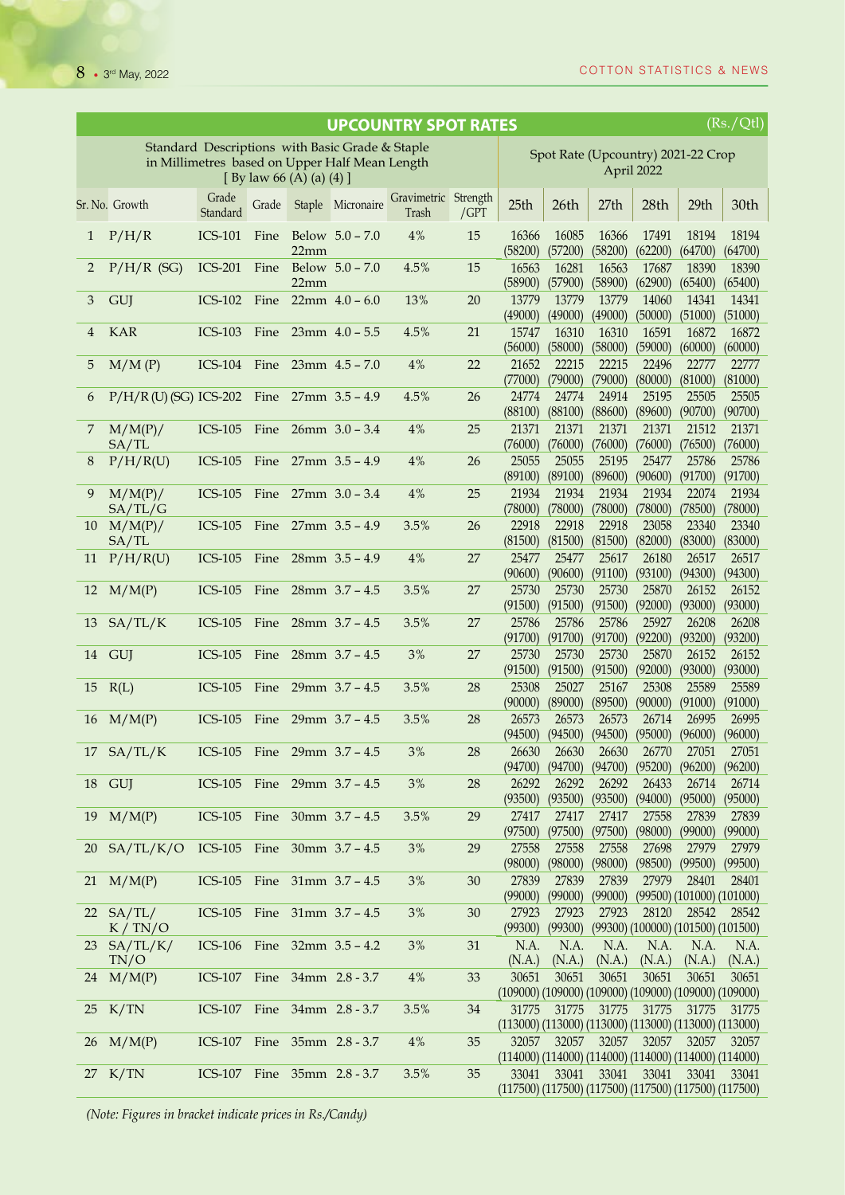## UPCOUNTRY SPOT RATES

(Rs./Qtl)

| Standard Descriptions with Basic Grade & Staple in Millimetres based on Upper Half Mean Length [ By law 66 (A) (a) (4) ] | | | | | | | | | Spot Rate (Upcountry) 2021-22 Crop April 2022 | | | | | |
|---|---|---|---|---|---|---|---|---|---|---|---|---|---|---|
| Sr. No. | Growth | Grade Standard | Grade | Staple | Micronaire | Gravimetric Trash | Strength /GPT | 25th | 26th | 27th | 28th | 29th | 30th |
| 1 | P/H/R | ICS-101 | Fine | Below 22mm | 5.0 – 7.0 | 4% | 15 | 16366 (58200) | 16085 (57200) | 16366 (58200) | 17491 (62200) | 18194 (64700) | 18194 (64700) |
| 2 | P/H/R (SG) | ICS-201 | Fine | Below 22mm | 5.0 – 7.0 | 4.5% | 15 | 16563 (58900) | 16281 (57900) | 16563 (58900) | 17687 (62900) | 18390 (65400) | 18390 (65400) |
| 3 | GUJ | ICS-102 | Fine | 22mm | 4.0 – 6.0 | 13% | 20 | 13779 (49000) | 13779 (49000) | 13779 (49000) | 14060 (50000) | 14341 (51000) | 14341 (51000) |
| 4 | KAR | ICS-103 | Fine | 23mm | 4.0 – 5.5 | 4.5% | 21 | 15747 (56000) | 16310 (58000) | 16310 (58000) | 16591 (59000) | 16872 (60000) | 16872 (60000) |
| 5 | M/M (P) | ICS-104 | Fine | 23mm | 4.5 – 7.0 | 4% | 22 | 21652 (77000) | 22215 (79000) | 22215 (79000) | 22496 (80000) | 22777 (81000) | 22777 (81000) |
| 6 | P/H/R (U) (SG) | ICS-202 | Fine | 27mm | 3.5 – 4.9 | 4.5% | 26 | 24774 (88100) | 24774 (88100) | 24914 (88600) | 25195 (89600) | 25505 (90700) | 25505 (90700) |
| 7 | M/M(P)/ SA/TL | ICS-105 | Fine | 26mm | 3.0 – 3.4 | 4% | 25 | 21371 (76000) | 21371 (76000) | 21371 (76000) | 21371 (76000) | 21512 (76500) | 21371 (76000) |
| 8 | P/H/R(U) | ICS-105 | Fine | 27mm | 3.5 – 4.9 | 4% | 26 | 25055 (89100) | 25055 (89100) | 25195 (89600) | 25477 (90600) | 25786 (91700) | 25786 (91700) |
| 9 | M/M(P)/ SA/TL/G | ICS-105 | Fine | 27mm | 3.0 – 3.4 | 4% | 25 | 21934 (78000) | 21934 (78000) | 21934 (78000) | 21934 (78000) | 22074 (78500) | 21934 (78000) |
| 10 | M/M(P)/ SA/TL | ICS-105 | Fine | 27mm | 3.5 – 4.9 | 3.5% | 26 | 22918 (81500) | 22918 (81500) | 22918 (81500) | 23058 (82000) | 23340 (83000) | 23340 (83000) |
| 11 | P/H/R(U) | ICS-105 | Fine | 28mm | 3.5 – 4.9 | 4% | 27 | 25477 (90600) | 25477 (90600) | 25617 (91100) | 26180 (93100) | 26517 (94300) | 26517 (94300) |
| 12 | M/M(P) | ICS-105 | Fine | 28mm | 3.7 – 4.5 | 3.5% | 27 | 25730 (91500) | 25730 (91500) | 25730 (91500) | 25870 (92000) | 26152 (93000) | 26152 (93000) |
| 13 | SA/TL/K | ICS-105 | Fine | 28mm | 3.7 – 4.5 | 3.5% | 27 | 25786 (91700) | 25786 (91700) | 25786 (91700) | 25927 (92200) | 26208 (93200) | 26208 (93200) |
| 14 | GUJ | ICS-105 | Fine | 28mm | 3.7 – 4.5 | 3% | 27 | 25730 (91500) | 25730 (91500) | 25730 (91500) | 25870 (92000) | 26152 (93000) | 26152 (93000) |
| 15 | R(L) | ICS-105 | Fine | 29mm | 3.7 – 4.5 | 3.5% | 28 | 25308 (90000) | 25027 (89000) | 25167 (89500) | 25308 (90000) | 25589 (91000) | 25589 (91000) |
| 16 | M/M(P) | ICS-105 | Fine | 29mm | 3.7 – 4.5 | 3.5% | 28 | 26573 (94500) | 26573 (94500) | 26573 (94500) | 26714 (95000) | 26995 (96000) | 26995 (96000) |
| 17 | SA/TL/K | ICS-105 | Fine | 29mm | 3.7 – 4.5 | 3% | 28 | 26630 (94700) | 26630 (94700) | 26630 (94700) | 26770 (95200) | 27051 (96200) | 27051 (96200) |
| 18 | GUJ | ICS-105 | Fine | 29mm | 3.7 – 4.5 | 3% | 28 | 26292 (93500) | 26292 (93500) | 26292 (93500) | 26433 (94000) | 26714 (95000) | 26714 (95000) |
| 19 | M/M(P) | ICS-105 | Fine | 30mm | 3.7 – 4.5 | 3.5% | 29 | 27417 (97500) | 27417 (97500) | 27417 (97500) | 27558 (98000) | 27839 (99000) | 27839 (99000) |
| 20 | SA/TL/K/O | ICS-105 | Fine | 30mm | 3.7 – 4.5 | 3% | 29 | 27558 (98000) | 27558 (98000) | 27558 (98000) | 27698 (98500) | 27979 (99500) | 27979 (99500) |
| 21 | M/M(P) | ICS-105 | Fine | 31mm | 3.7 – 4.5 | 3% | 30 | 27839 (99000) | 27839 (99000) | 27839 (99000) | 27979 (99500) | 28401 (101000) | 28401 (101000) |
| 22 | SA/TL/ K / TN/O | ICS-105 | Fine | 31mm | 3.7 – 4.5 | 3% | 30 | 27923 (99300) | 27923 (99300) | 27923 (99300) | 28120 (100000) | 28542 (101500) | 28542 (101500) |
| 23 | SA/TL/K/ TN/O | ICS-106 | Fine | 32mm | 3.5 – 4.2 | 3% | 31 | N.A. (N.A.) | N.A. (N.A.) | N.A. (N.A.) | N.A. (N.A.) | N.A. (N.A.) | N.A. (N.A.) |
| 24 | M/M(P) | ICS-107 | Fine | 34mm | 2.8 - 3.7 | 4% | 33 | 30651 (109000) | 30651 (109000) | 30651 (109000) | 30651 (109000) | 30651 (109000) | 30651 (109000) |
| 25 | K/TN | ICS-107 | Fine | 34mm | 2.8 - 3.7 | 3.5% | 34 | 31775 (113000) | 31775 (113000) | 31775 (113000) | 31775 (113000) | 31775 (113000) | 31775 (113000) |
| 26 | M/M(P) | ICS-107 | Fine | 35mm | 2.8 - 3.7 | 4% | 35 | 32057 (114000) | 32057 (114000) | 32057 (114000) | 32057 (114000) | 32057 (114000) | 32057 (114000) |
| 27 | K/TN | ICS-107 | Fine | 35mm | 2.8 - 3.7 | 3.5% | 35 | 33041 (117500) | 33041 (117500) | 33041 (117500) | 33041 (117500) | 33041 (117500) | 33041 (117500) |

*(Note: Figures in bracket indicate prices in Rs./Candy)*